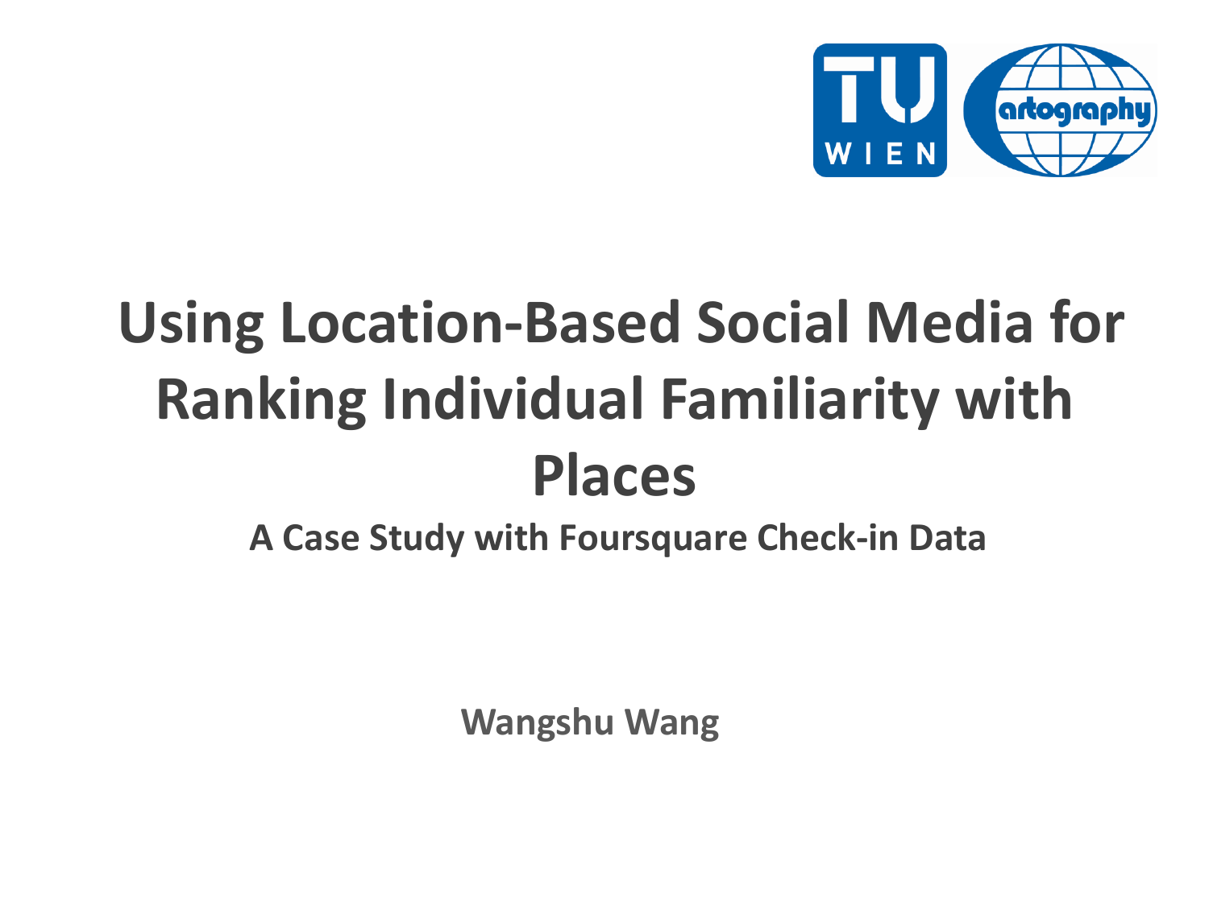# Using Location-Based Social Media for Ranking Individual Familiarity with Places

## A Case Study with Foursquare Check-in Data

**Wangshu Wang**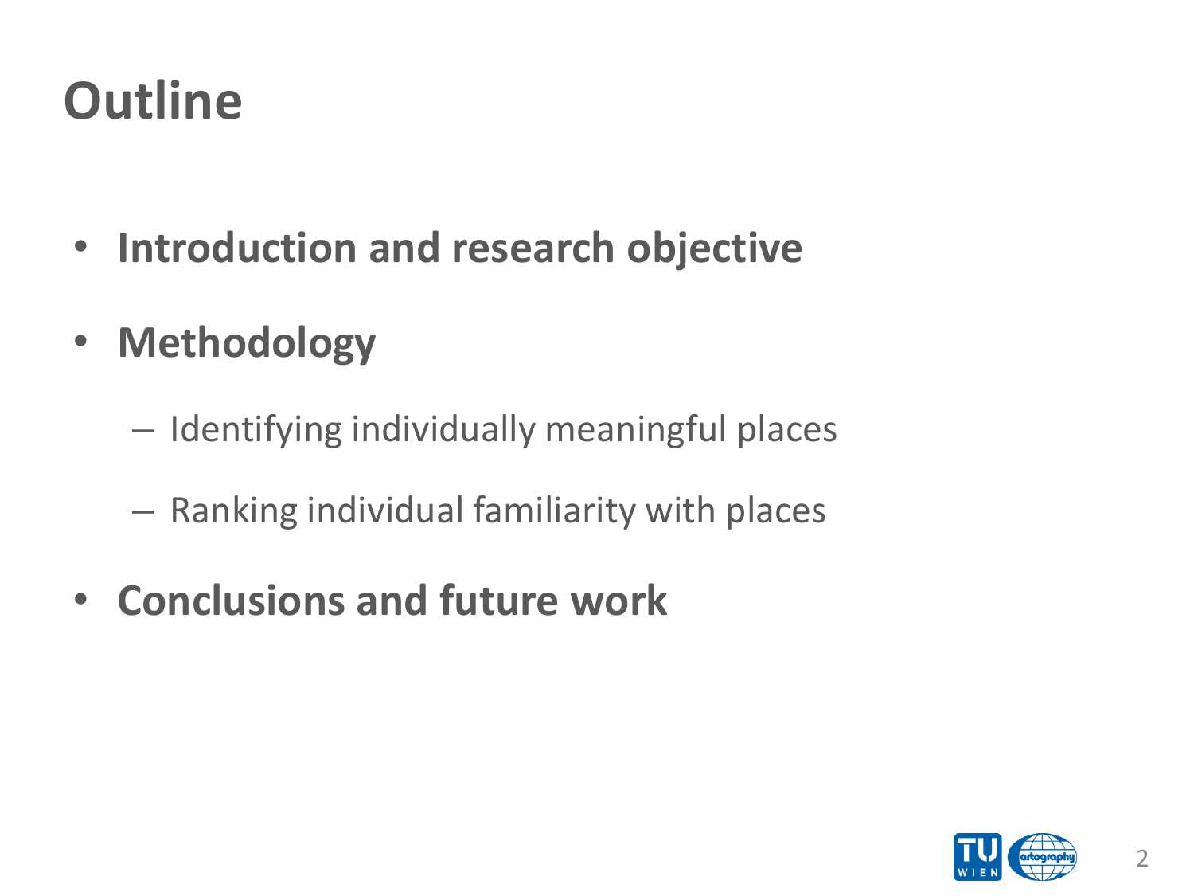# Outline

- **Introduction and research objective**
- **Methodology**
  - Identifying individually meaningful places
  - Ranking individual familiarity with places
- **Conclusions and future work**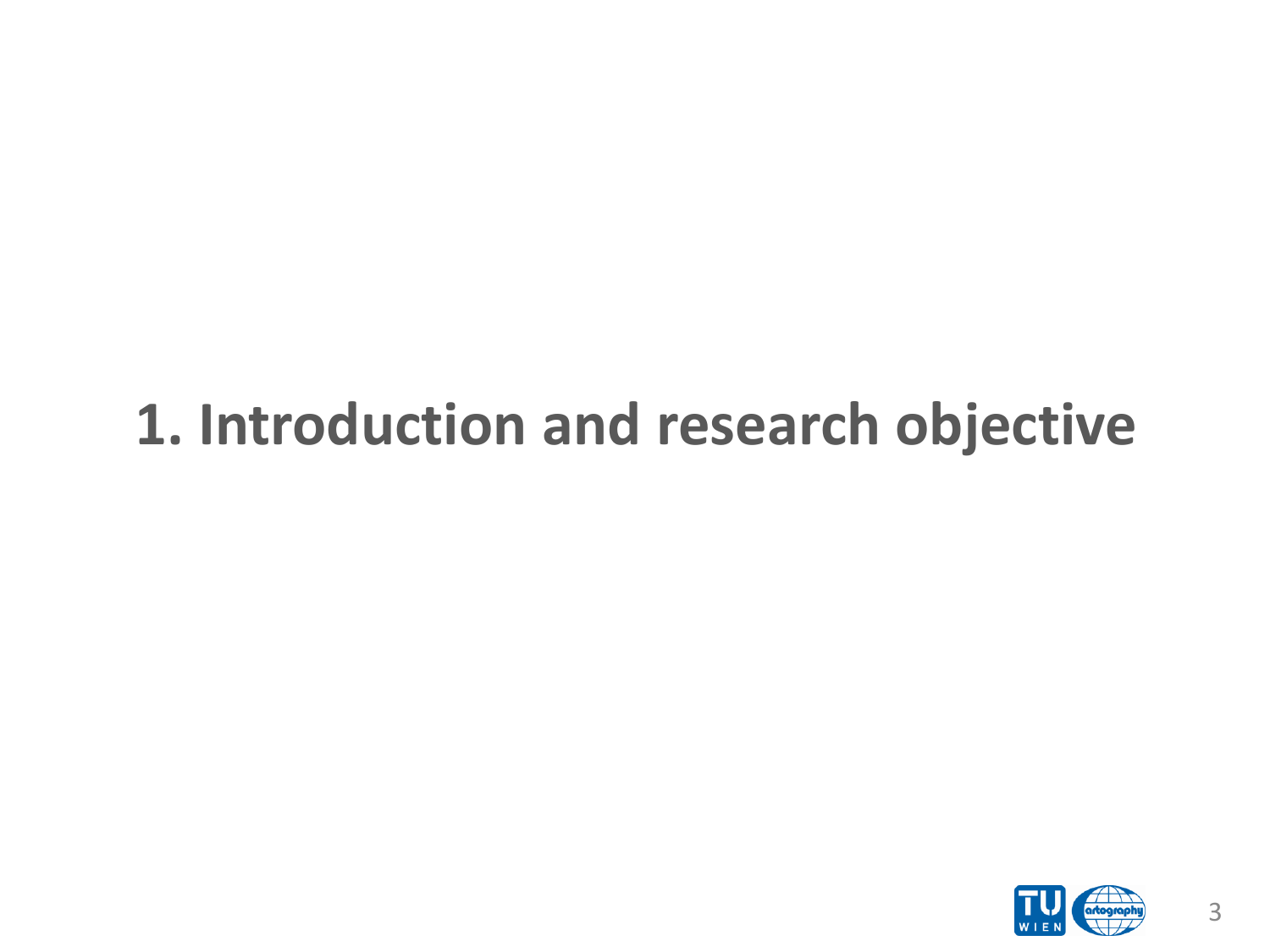# 1. Introduction and research objective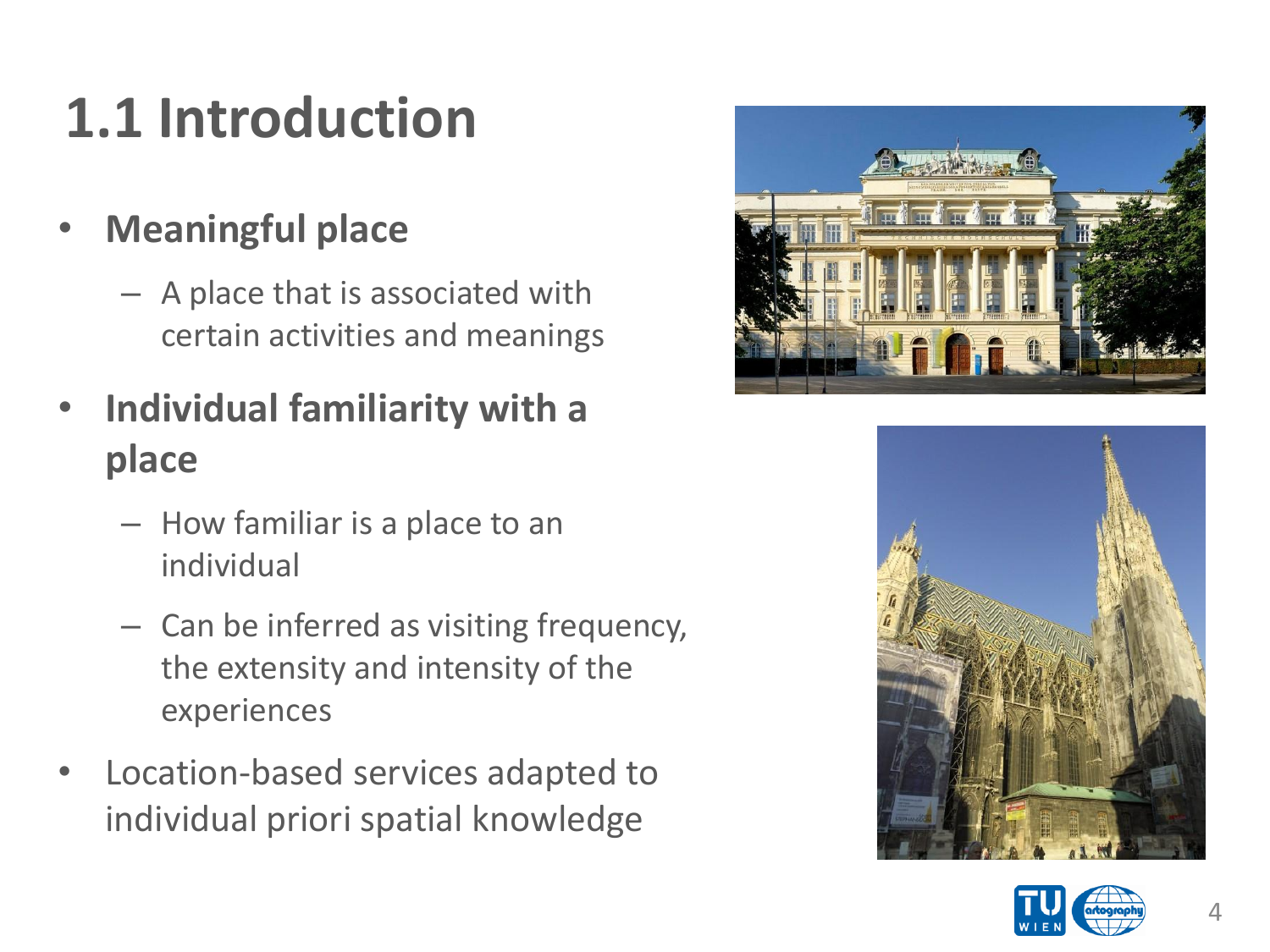# 1.1 Introduction

- **Meaningful place**
  - A place that is associated with certain activities and meanings
- **Individual familiarity with a place**
  - How familiar is a place to an individual
  - Can be inferred as visiting frequency, the extensity and intensity of the experiences
- Location-based services adapted to individual priori spatial knowledge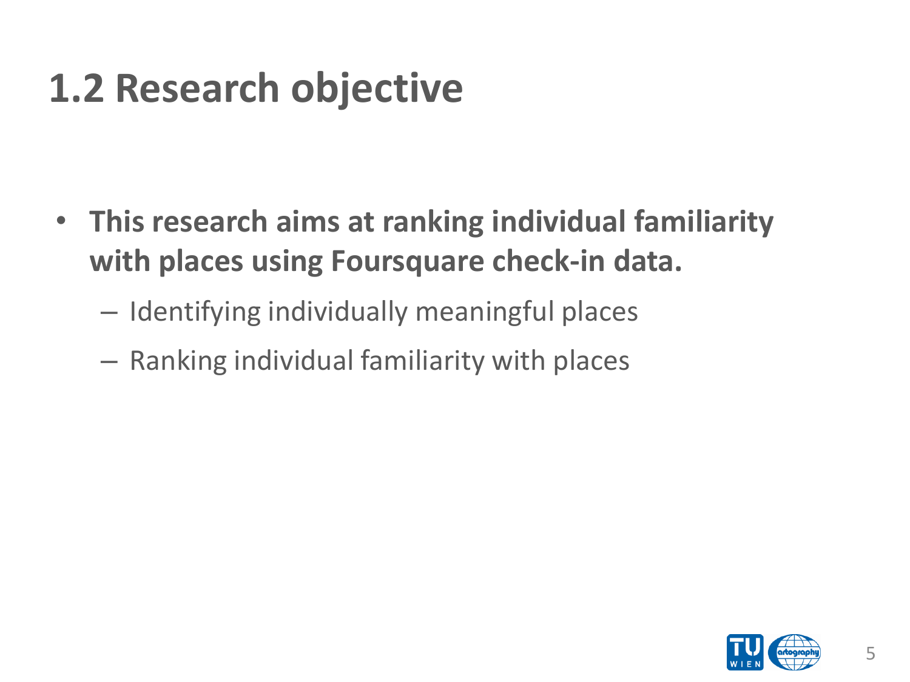# 1.2 Research objective

- **This research aims at ranking individual familiarity with places using Foursquare check-in data.**
  - Identifying individually meaningful places
  - Ranking individual familiarity with places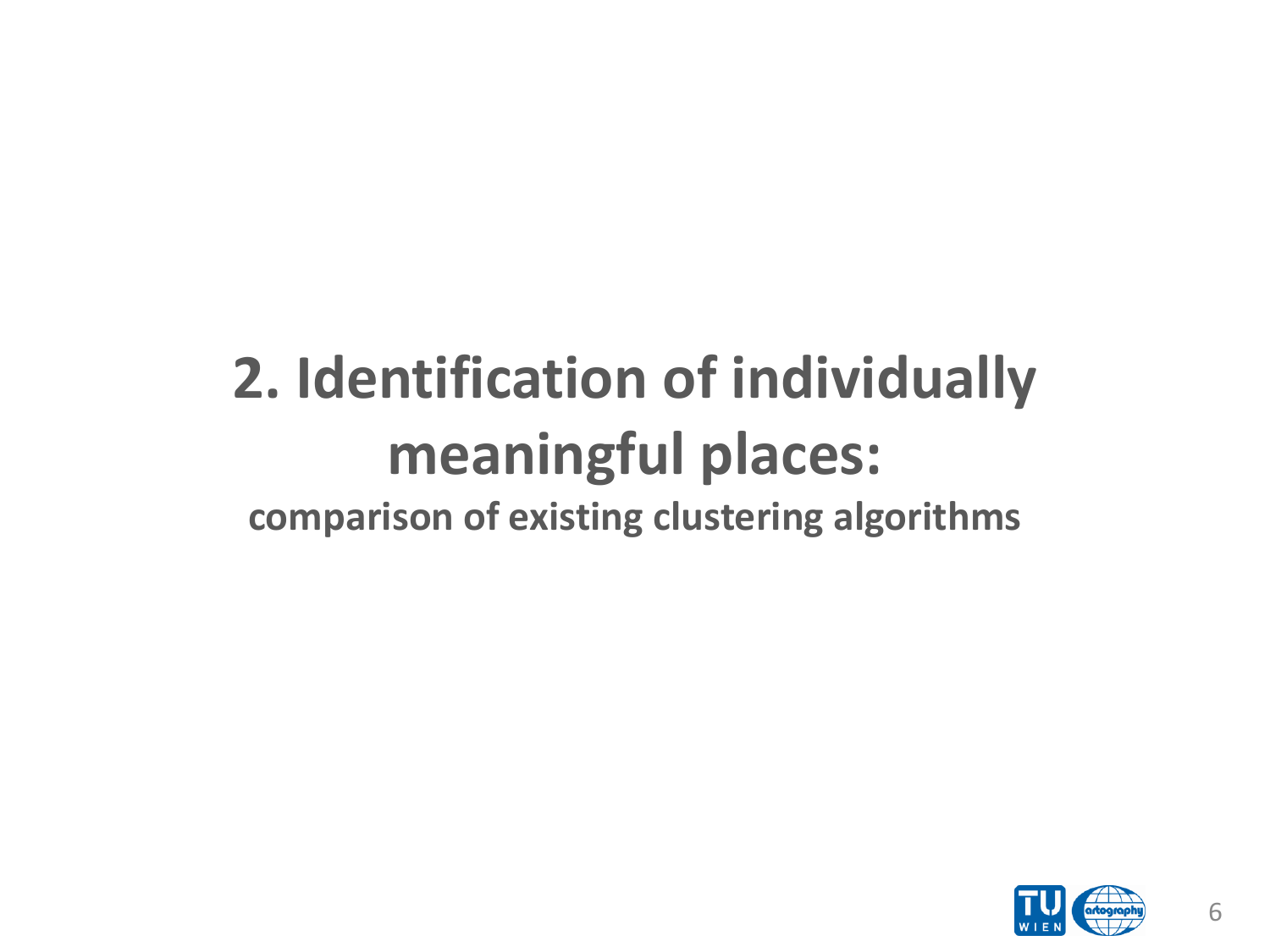# 2. Identification of individually meaningful places:

**comparison of existing clustering algorithms**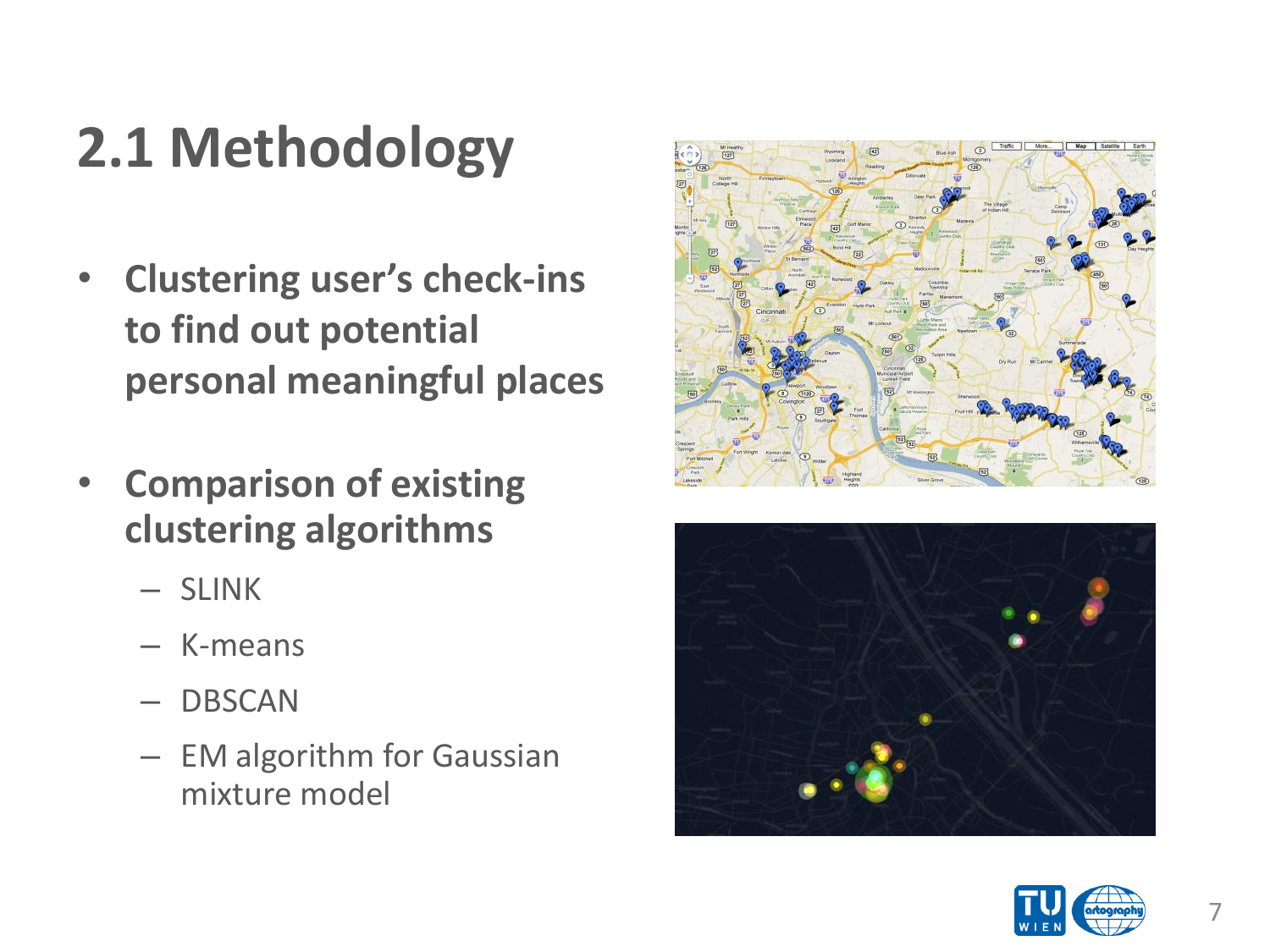# 2.1 Methodology

- **Clustering user's check-ins to find out potential personal meaningful places**

- **Comparison of existing clustering algorithms**
  - SLINK
  - K-means
  - DBSCAN
  - EM algorithm for Gaussian mixture model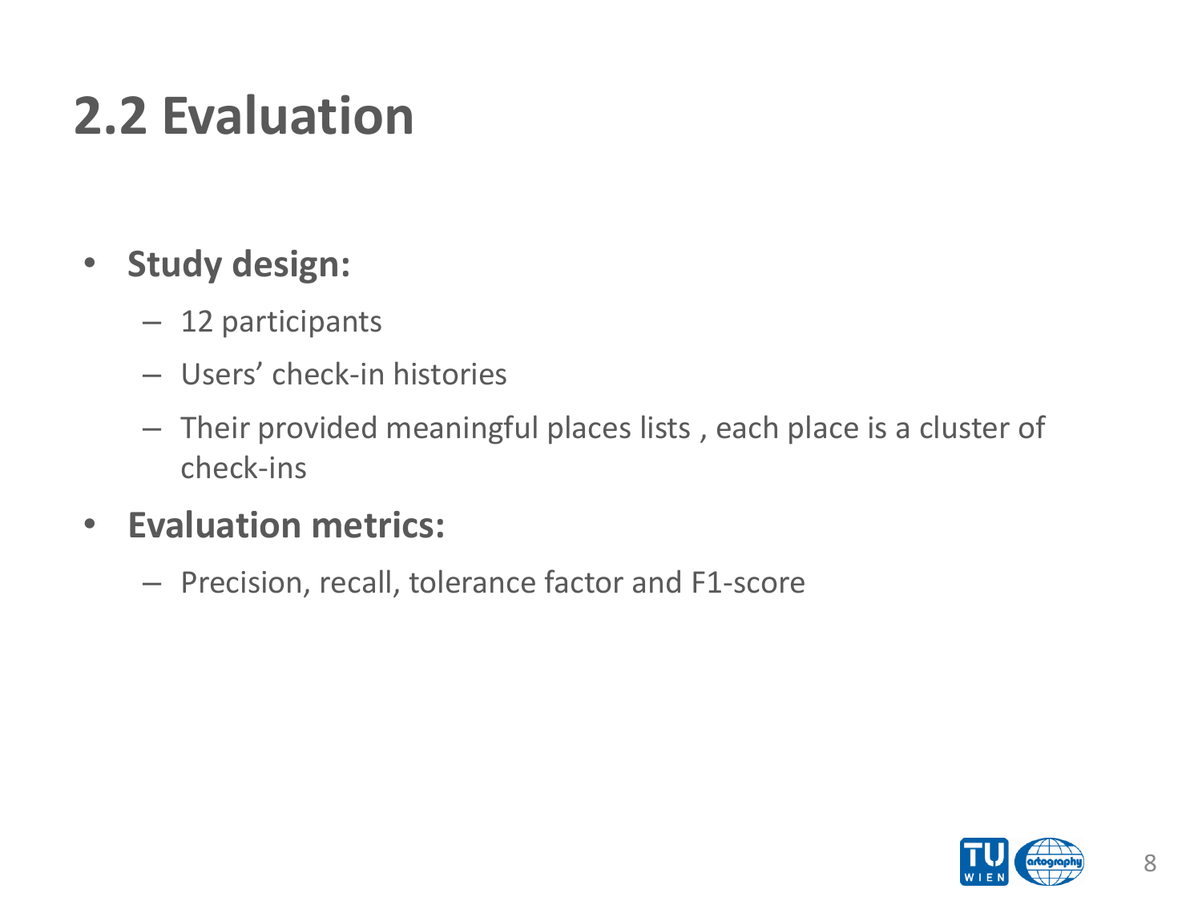# 2.2 Evaluation

- **Study design:**
  - 12 participants
  - Users' check-in histories
  - Their provided meaningful places lists , each place is a cluster of check-ins
- **Evaluation metrics:**
  - Precision, recall, tolerance factor and F1-score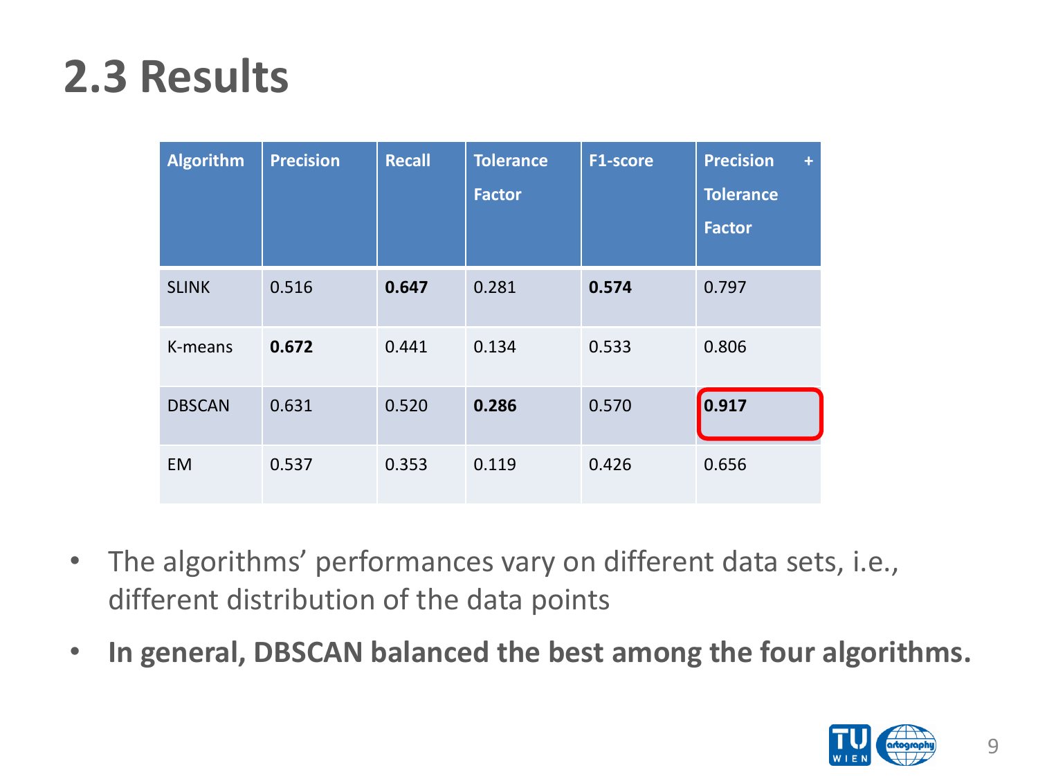## 2.3 Results

| Algorithm | Precision | Recall | Tolerance Factor | F1-score | Precision + Tolerance Factor |
|---|---|---|---|---|---|
| SLINK | 0.516 | **0.647** | 0.281 | **0.574** | 0.797 |
| K-means | **0.672** | 0.441 | 0.134 | 0.533 | 0.806 |
| DBSCAN | 0.631 | 0.520 | **0.286** | 0.570 | **0.917** |
| EM | 0.537 | 0.353 | 0.119 | 0.426 | 0.656 |

- The algorithms' performances vary on different data sets, i.e., different distribution of the data points
- **In general, DBSCAN balanced the best among the four algorithms.**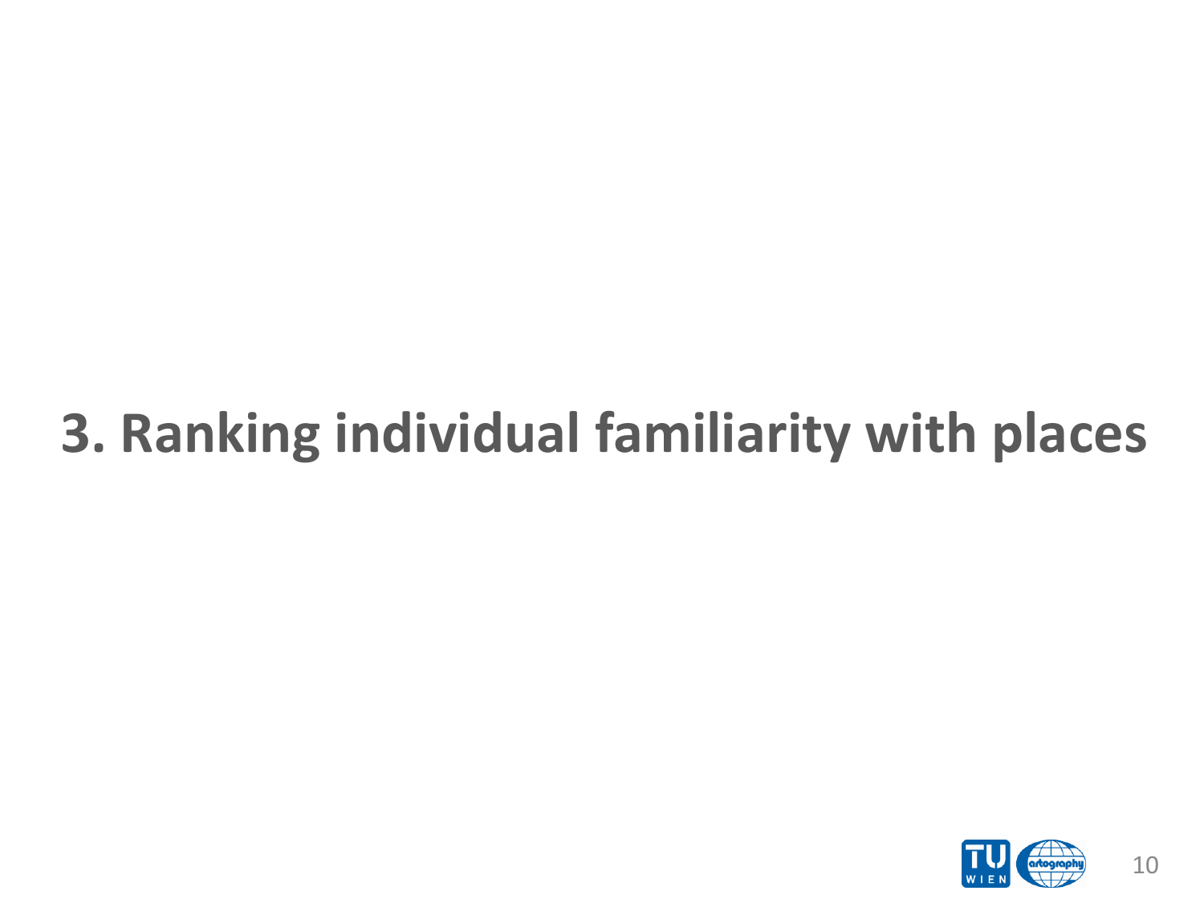# 3. Ranking individual familiarity with places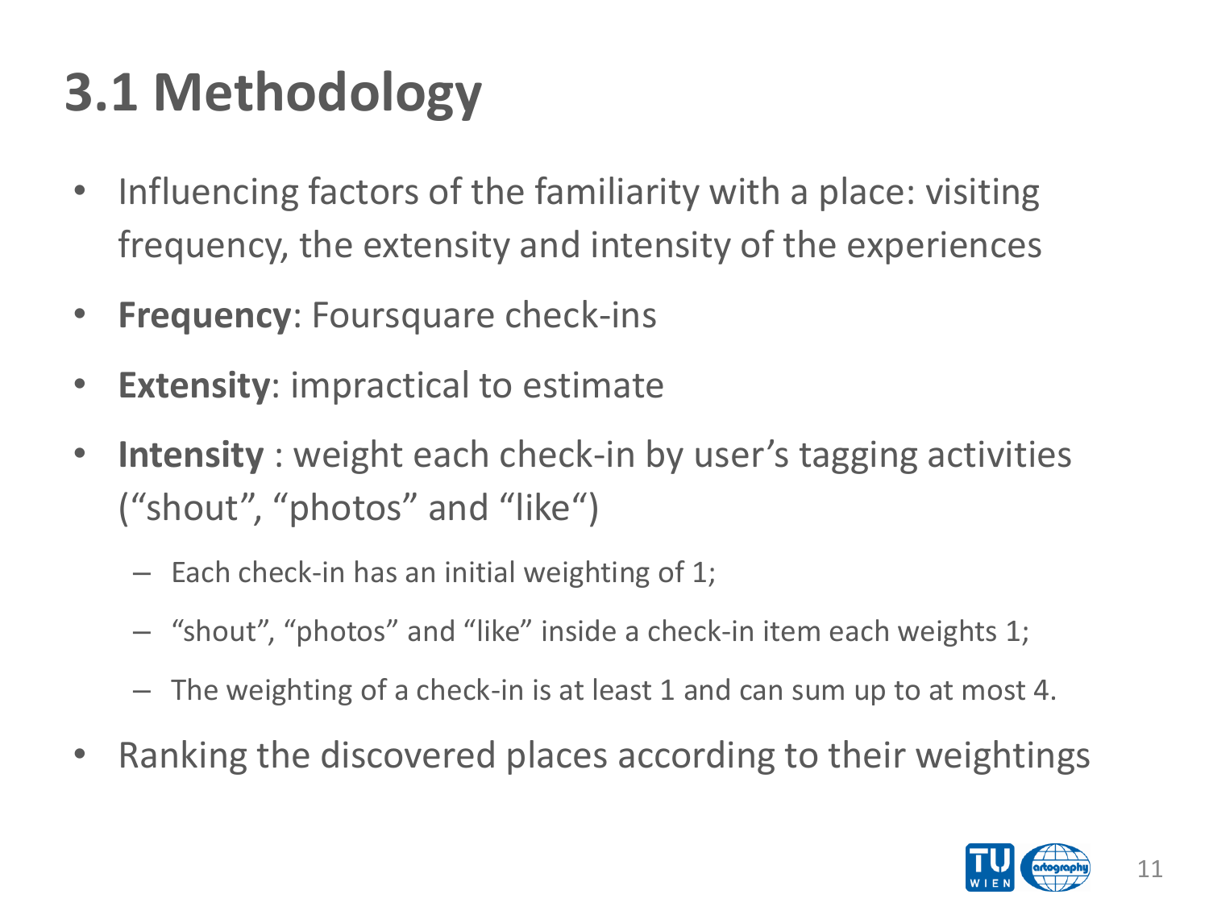# 3.1 Methodology

- Influencing factors of the familiarity with a place: visiting frequency, the extensity and intensity of the experiences
- **Frequency**: Foursquare check-ins
- **Extensity**: impractical to estimate
- **Intensity** : weight each check-in by user's tagging activities ("shout", "photos" and "like")
  - Each check-in has an initial weighting of 1;
  - "shout", "photos" and "like" inside a check-in item each weights 1;
  - The weighting of a check-in is at least 1 and can sum up to at most 4.
- Ranking the discovered places according to their weightings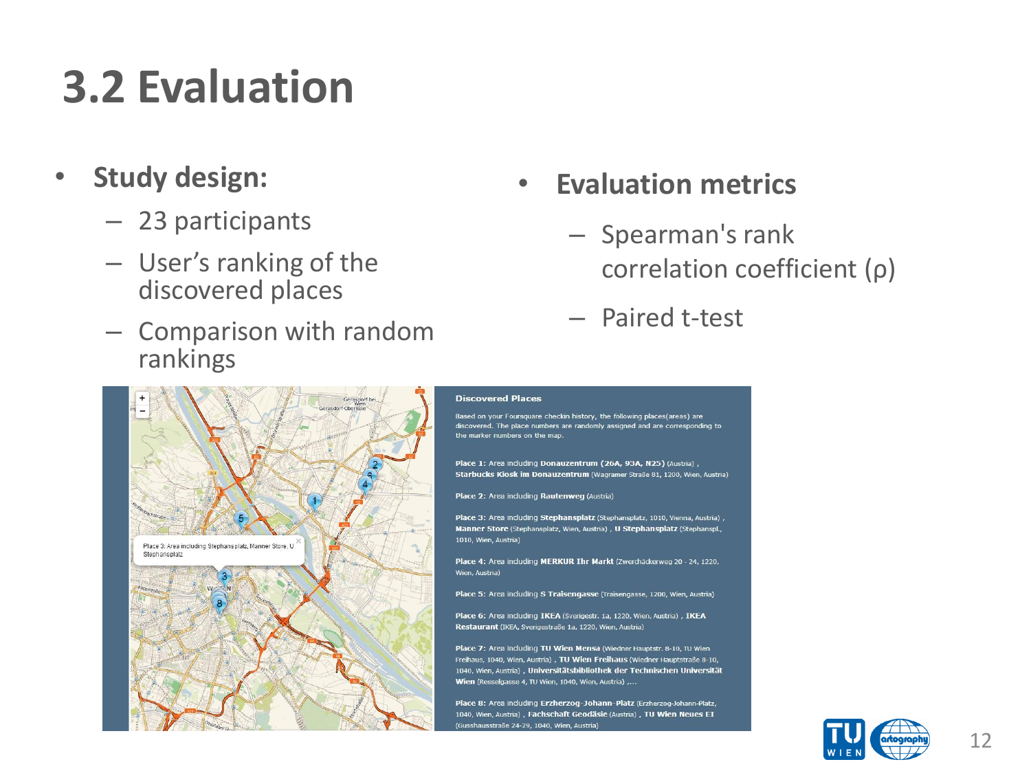# 3.2 Evaluation

- **Study design:**
  - 23 participants
  - User's ranking of the discovered places
  - Comparison with random rankings

- **Evaluation metrics**
  - Spearman's rank correlation coefficient (ρ)
  - Paired t-test

**Discovered Places**

Based on your Foursquare checkin history, the following places(areas) are discovered. The place numbers are randomly assigned and are corresponding to the marker numbers on the map.

**Place 1:** Area including **Donauzentrum (26A, 93A, N25)** (Austria) , **Starbucks Kiosk im Donauzentrum** (Wagramer Straße 81, 1200, Wien, Austria)

**Place 2:** Area including **Rautenweg** (Austria)

**Place 3:** Area including **Stephansplatz** (Stephansplatz, 1010, Vienna, Austria) , **Manner Store** (Stephansplatz, Wien, Austria) , **U Stephansplatz** (Stephanspl., 1010, Wien, Austria)

**Place 4:** Area including **MERKUR Ihr Markt** (Zwerchäckerweg 20 - 24, 1220, Wien, Austria)

**Place 5:** Area including **S Traisengasse** (Traisengasse, 1200, Wien, Austria)

**Place 6:** Area including **IKEA** (Sverigestr. 1a, 1220, Wien, Austria) , **IKEA Restaurant** (IKEA, Sverigestraße 1a, 1220, Wien, Austria)

**Place 7:** Area including **TU Wien Mensa** (Wiedner Hauptstr. 8-10, TU Wien Freihaus, 1040, Wien, Austria) , **TU Wien Freihaus** (Wiedner Hauptstraße 8-10, 1040, Wien, Austria) , **Universitätsbibliothek der Technischen Universität Wien** (Resselgasse 4, TU Wien, 1040, Wien, Austria) ,...

**Place 8:** Area including **Erzherzog-Johann-Platz** (Erzherzog-Johann-Platz, 1040, Wien, Austria) , **Fachschaft Geodäsie** (Austria) , **TU Wien Neues EI** (Gusshausstraße 24-29, 1040, Wien, Austria)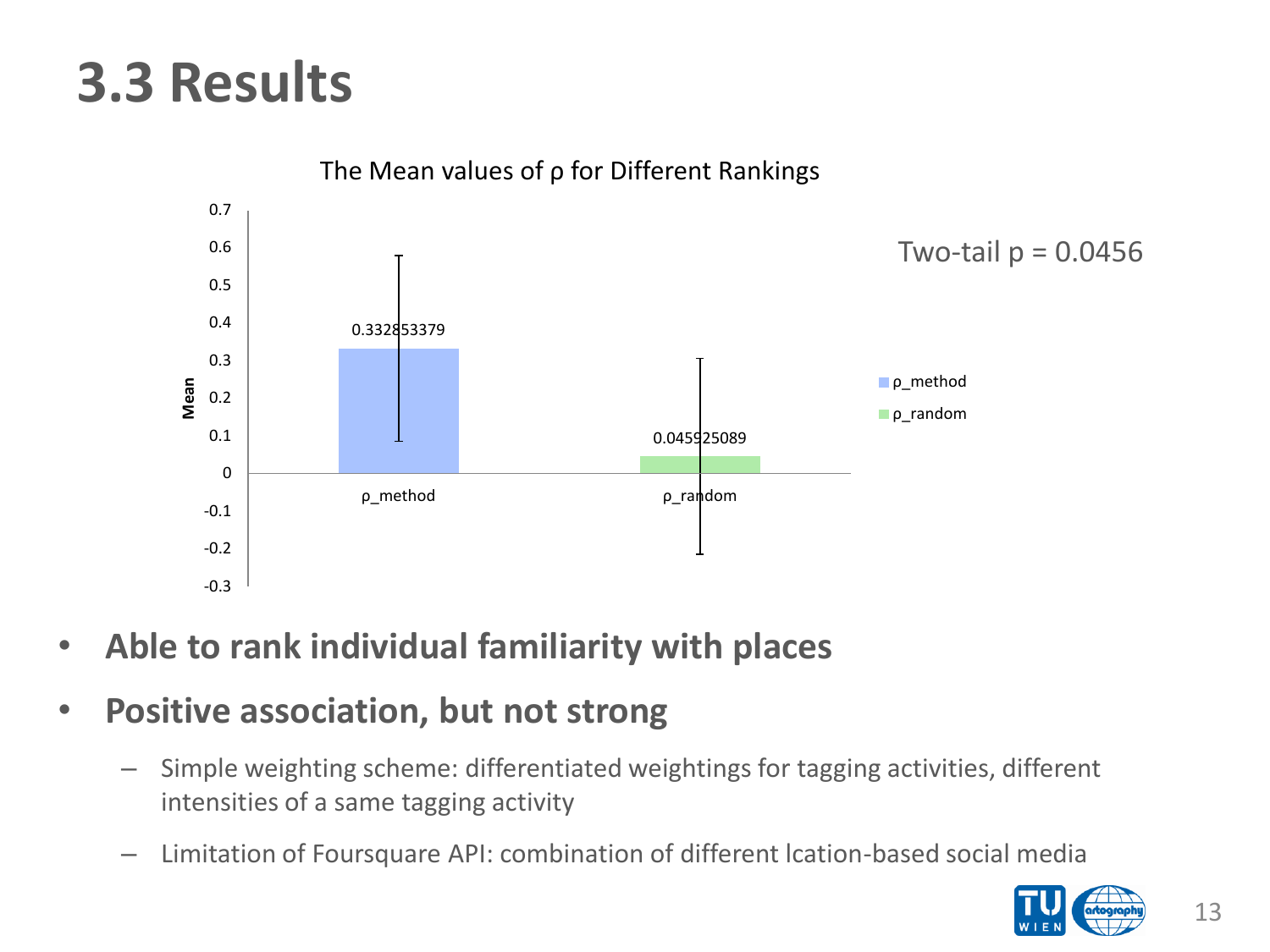# 3.3 Results

The Mean values of ρ for Different Rankings

| | Mean |
|---|---|
| ρ_method | 0.332853379 |
| ρ_random | 0.045925089 |

Two-tail $p = 0.0456$

- **Able to rank individual familiarity with places**
- **Positive association, but not strong**
  - Simple weighting scheme: differentiated weightings for tagging activities, different intensities of a same tagging activity
  - Limitation of Foursquare API: combination of different lcation-based social media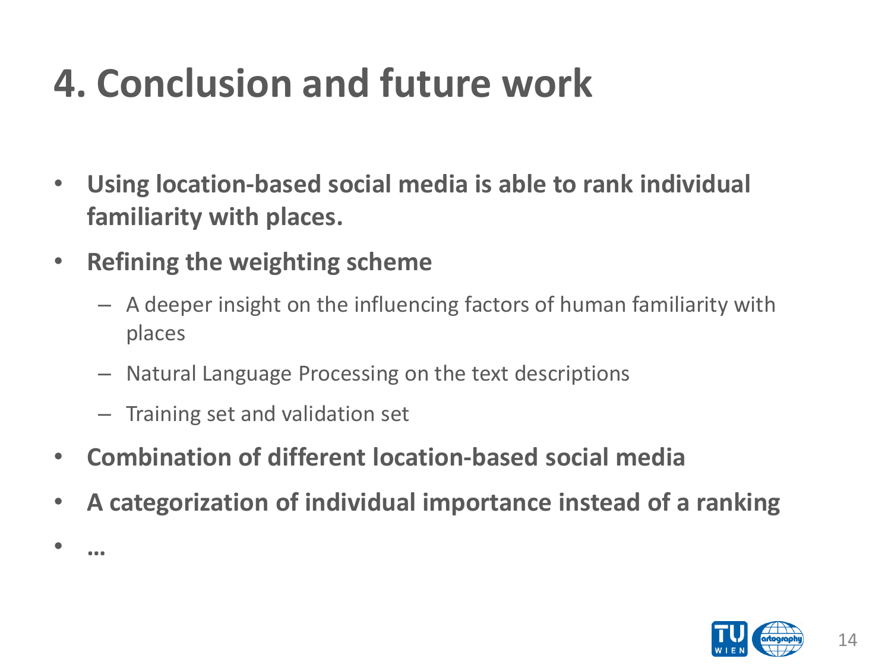# 4. Conclusion and future work

- **Using location-based social media is able to rank individual familiarity with places.**
- **Refining the weighting scheme**
  - A deeper insight on the influencing factors of human familiarity with places
  - Natural Language Processing on the text descriptions
  - Training set and validation set
- **Combination of different location-based social media**
- **A categorization of individual importance instead of a ranking**
- **…**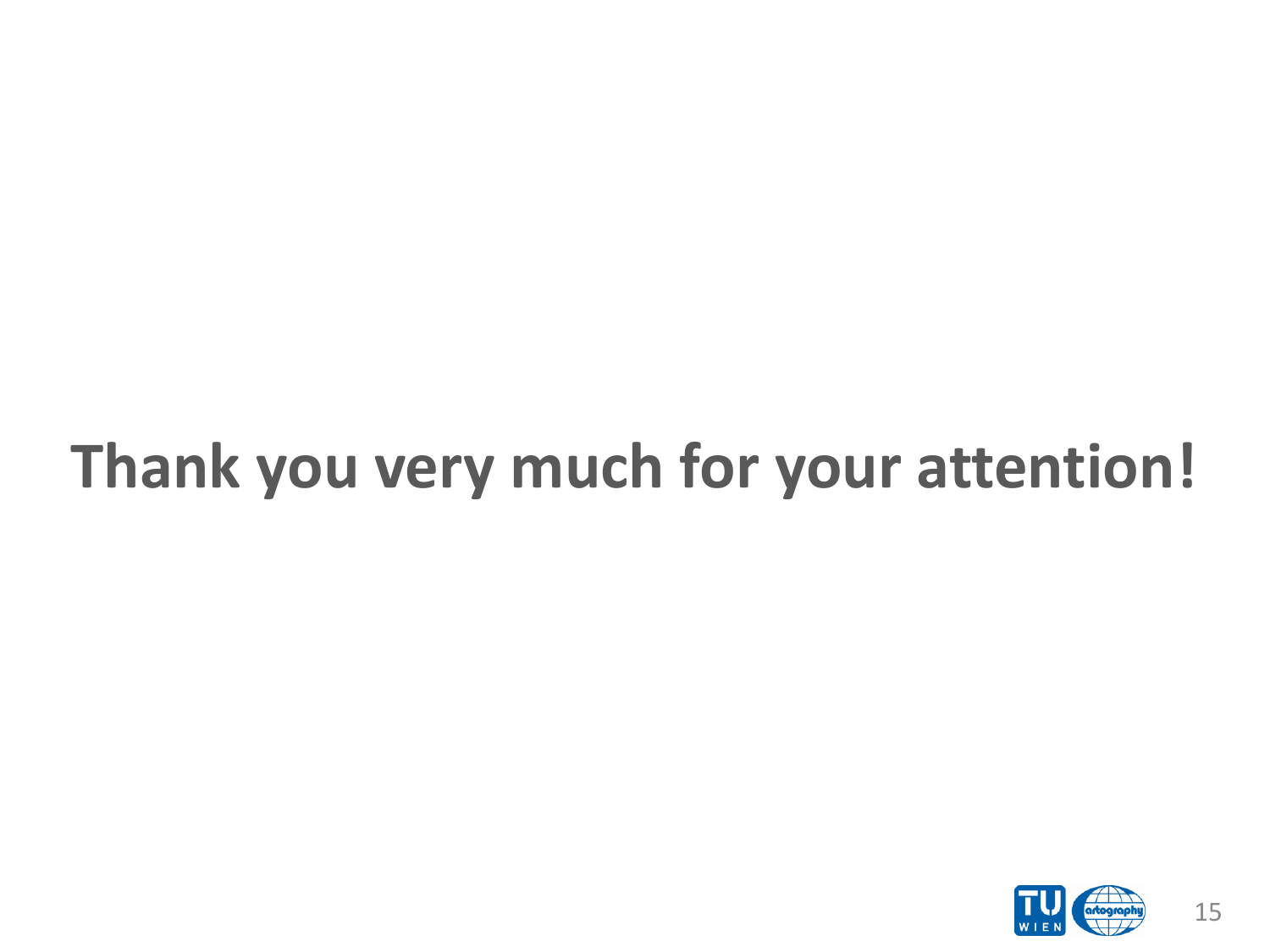# Thank you very much for your attention!